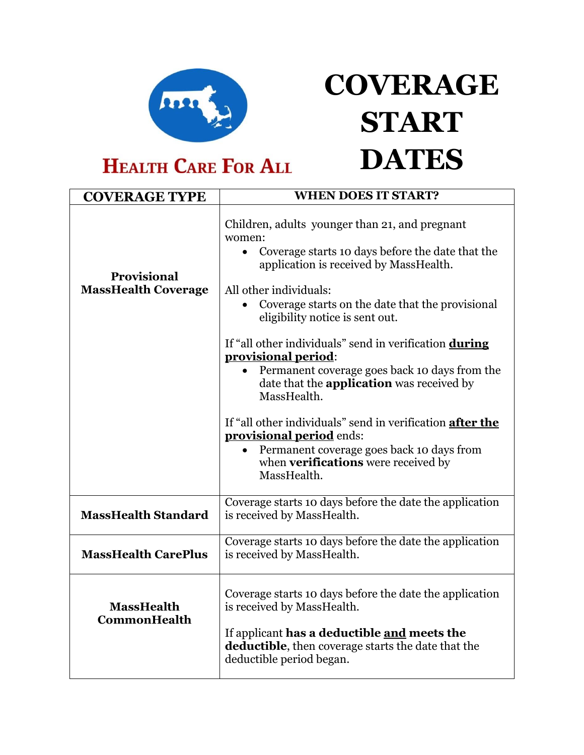Health Care For All

# COVERAGE START DATES

| COVERAGE TYPE | WHEN DOES IT START? |
| --- | --- |
| **Provisional MassHealth Coverage** | Children, adults younger than 21, and pregnant women:<br>• Coverage starts 10 days before the date that the application is received by MassHealth.<br><br>All other individuals:<br>• Coverage starts on the date that the provisional eligibility notice is sent out.<br><br>If "all other individuals" send in verification **<u>during provisional period</u>**:<br>• Permanent coverage goes back 10 days from the date that the **application** was received by MassHealth.<br><br>If "all other individuals" send in verification **<u>after the provisional period</u>** ends:<br>• Permanent coverage goes back 10 days from when **verifications** were received by MassHealth. |
| **MassHealth Standard** | Coverage starts 10 days before the date the application is received by MassHealth. |
| **MassHealth CarePlus** | Coverage starts 10 days before the date the application is received by MassHealth. |
| **MassHealth CommonHealth** | Coverage starts 10 days before the date the application is received by MassHealth.<br><br>If applicant **has a deductible <u>and</u> meets the deductible**, then coverage starts the date that the deductible period began. |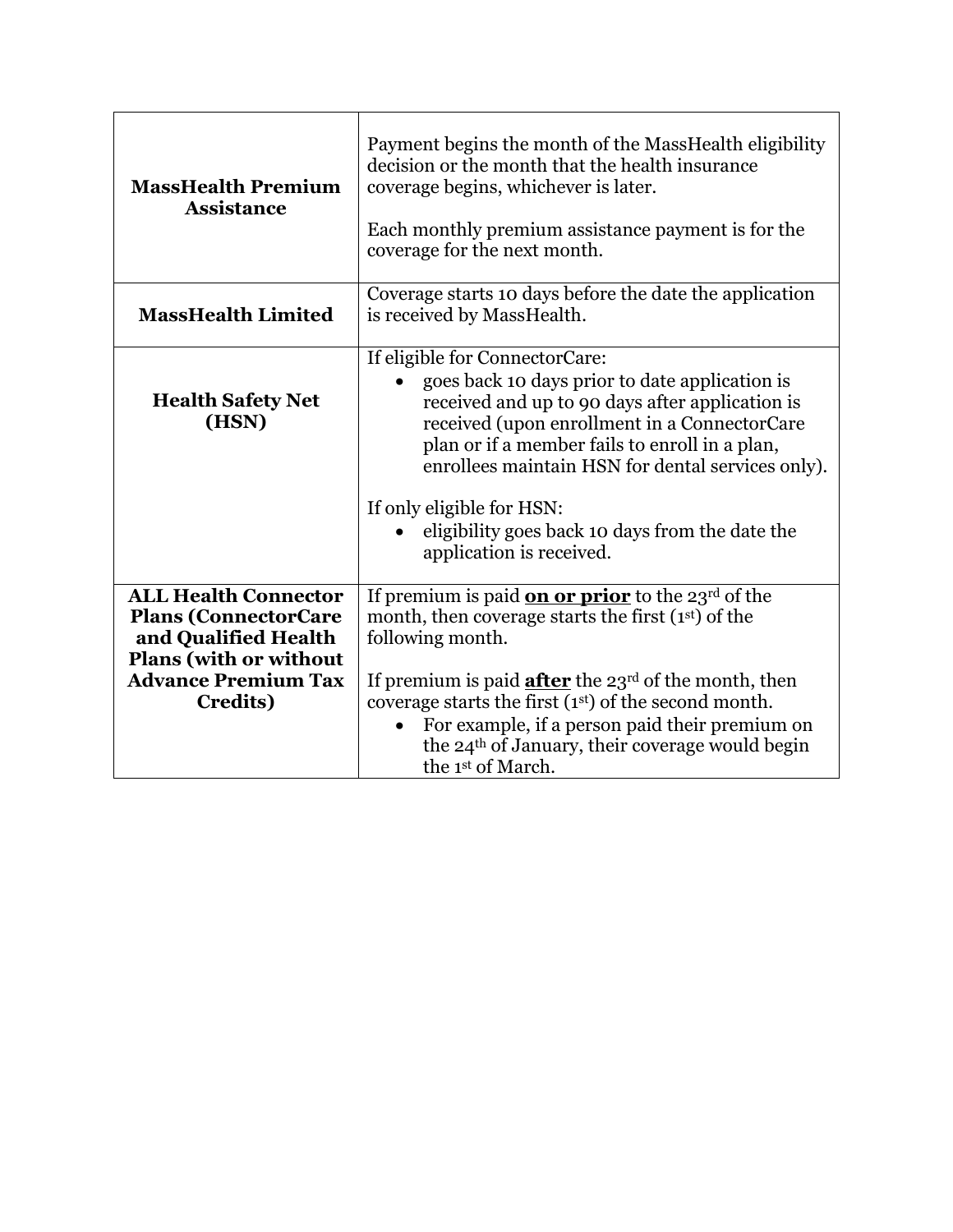| | |
|---|---|
| **MassHealth Premium Assistance** | Payment begins the month of the MassHealth eligibility decision or the month that the health insurance coverage begins, whichever is later.<br><br>Each monthly premium assistance payment is for the coverage for the next month. |
| **MassHealth Limited** | Coverage starts 10 days before the date the application is received by MassHealth. |
| **Health Safety Net (HSN)** | If eligible for ConnectorCare:<br>• goes back 10 days prior to date application is received and up to 90 days after application is received (upon enrollment in a ConnectorCare plan or if a member fails to enroll in a plan, enrollees maintain HSN for dental services only).<br><br>If only eligible for HSN:<br>• eligibility goes back 10 days from the date the application is received. |
| **ALL Health Connector Plans (ConnectorCare and Qualified Health Plans (with or without Advance Premium Tax Credits)** | If premium is paid **<u>on or prior</u>** to the 23rd of the month, then coverage starts the first (1st) of the following month.<br><br>If premium is paid **<u>after</u>** the 23rd of the month, then coverage starts the first (1st) of the second month.<br>• For example, if a person paid their premium on the 24th of January, their coverage would begin the 1st of March. |